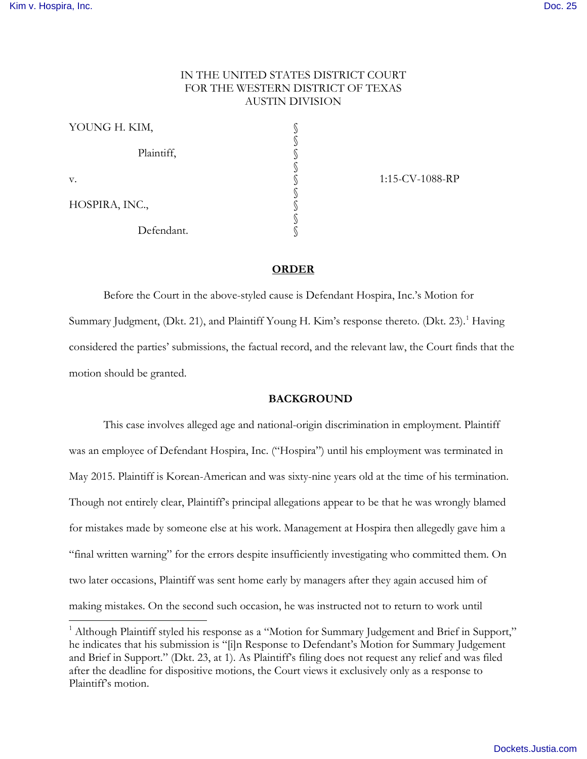IN THE UNITED STATES DISTRICT COURT
FOR THE WESTERN DISTRICT OF TEXAS
AUSTIN DIVISION

| | | |
|---|---|---|
| YOUNG H. KIM, | § | |
| | § | |
| Plaintiff, | § | |
| | § | |
| v. | § | 1:15-CV-1088-RP |
| | § | |
| HOSPIRA, INC., | § | |
| | § | |
| Defendant. | § | |

## ORDER

Before the Court in the above-styled cause is Defendant Hospira, Inc.'s Motion for Summary Judgment, (Dkt. 21), and Plaintiff Young H. Kim's response thereto. (Dkt. 23).[1] Having considered the parties' submissions, the factual record, and the relevant law, the Court finds that the motion should be granted.

## BACKGROUND

This case involves alleged age and national-origin discrimination in employment. Plaintiff was an employee of Defendant Hospira, Inc. ("Hospira") until his employment was terminated in May 2015. Plaintiff is Korean-American and was sixty-nine years old at the time of his termination. Though not entirely clear, Plaintiff's principal allegations appear to be that he was wrongly blamed for mistakes made by someone else at his work. Management at Hospira then allegedly gave him a "final written warning" for the errors despite insufficiently investigating who committed them. On two later occasions, Plaintiff was sent home early by managers after they again accused him of making mistakes. On the second such occasion, he was instructed not to return to work until

---

[1] Although Plaintiff styled his response as a "Motion for Summary Judgement and Brief in Support," he indicates that his submission is "[i]n Response to Defendant's Motion for Summary Judgement and Brief in Support." (Dkt. 23, at 1). As Plaintiff's filing does not request any relief and was filed after the deadline for dispositive motions, the Court views it exclusively only as a response to Plaintiff's motion.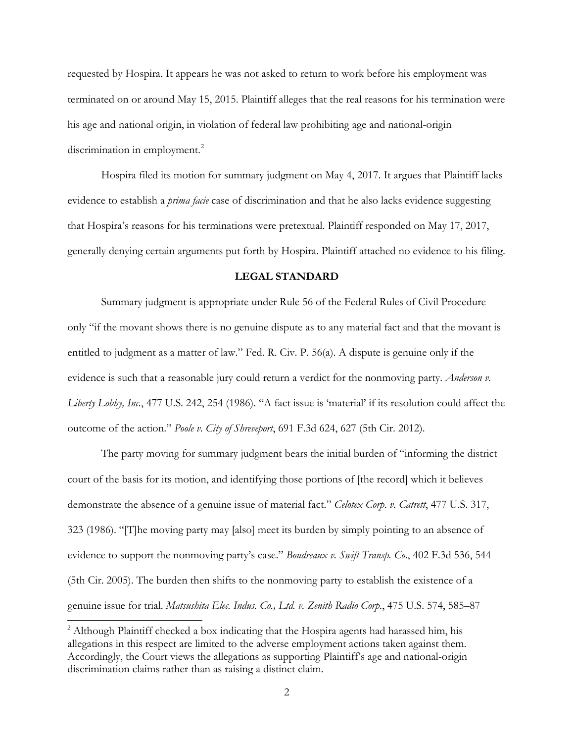requested by Hospira. It appears he was not asked to return to work before his employment was terminated on or around May 15, 2015. Plaintiff alleges that the real reasons for his termination were his age and national origin, in violation of federal law prohibiting age and national-origin discrimination in employment.[2]

Hospira filed its motion for summary judgment on May 4, 2017. It argues that Plaintiff lacks evidence to establish a *prima facie* case of discrimination and that he also lacks evidence suggesting that Hospira's reasons for his terminations were pretextual. Plaintiff responded on May 17, 2017, generally denying certain arguments put forth by Hospira. Plaintiff attached no evidence to his filing.

## LEGAL STANDARD

Summary judgment is appropriate under Rule 56 of the Federal Rules of Civil Procedure only "if the movant shows there is no genuine dispute as to any material fact and that the movant is entitled to judgment as a matter of law." Fed. R. Civ. P. 56(a). A dispute is genuine only if the evidence is such that a reasonable jury could return a verdict for the nonmoving party. *Anderson v. Liberty Lobby, Inc.*, 477 U.S. 242, 254 (1986). "A fact issue is 'material' if its resolution could affect the outcome of the action." *Poole v. City of Shreveport*, 691 F.3d 624, 627 (5th Cir. 2012).

The party moving for summary judgment bears the initial burden of "informing the district court of the basis for its motion, and identifying those portions of [the record] which it believes demonstrate the absence of a genuine issue of material fact." *Celotex Corp. v. Catrett*, 477 U.S. 317, 323 (1986). "[T]he moving party may [also] meet its burden by simply pointing to an absence of evidence to support the nonmoving party's case." *Boudreaux v. Swift Transp. Co.*, 402 F.3d 536, 544 (5th Cir. 2005). The burden then shifts to the nonmoving party to establish the existence of a genuine issue for trial. *Matsushita Elec. Indus. Co., Ltd. v. Zenith Radio Corp.*, 475 U.S. 574, 585–87

[2] Although Plaintiff checked a box indicating that the Hospira agents had harassed him, his allegations in this respect are limited to the adverse employment actions taken against them. Accordingly, the Court views the allegations as supporting Plaintiff's age and national-origin discrimination claims rather than as raising a distinct claim.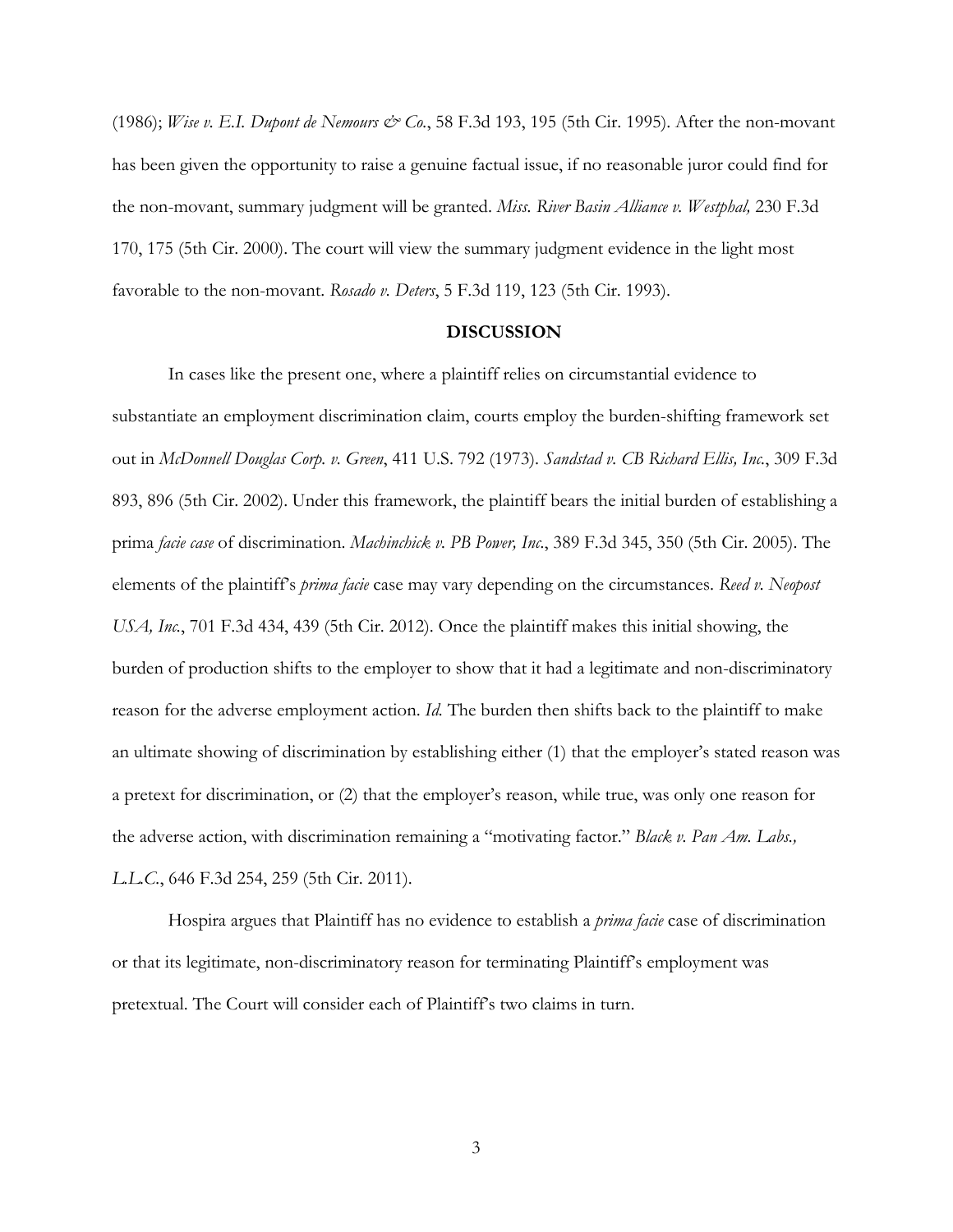(1986); *Wise v. E.I. Dupont de Nemours & Co.*, 58 F.3d 193, 195 (5th Cir. 1995). After the non-movant has been given the opportunity to raise a genuine factual issue, if no reasonable juror could find for the non-movant, summary judgment will be granted. *Miss. River Basin Alliance v. Westphal,* 230 F.3d 170, 175 (5th Cir. 2000). The court will view the summary judgment evidence in the light most favorable to the non-movant. *Rosado v. Deters*, 5 F.3d 119, 123 (5th Cir. 1993).

**DISCUSSION**

In cases like the present one, where a plaintiff relies on circumstantial evidence to substantiate an employment discrimination claim, courts employ the burden-shifting framework set out in *McDonnell Douglas Corp. v. Green*, 411 U.S. 792 (1973). *Sandstad v. CB Richard Ellis, Inc.*, 309 F.3d 893, 896 (5th Cir. 2002). Under this framework, the plaintiff bears the initial burden of establishing a prima *facie case* of discrimination. *Machinchick v. PB Power, Inc.*, 389 F.3d 345, 350 (5th Cir. 2005). The elements of the plaintiff's *prima facie* case may vary depending on the circumstances. *Reed v. Neopost USA, Inc.*, 701 F.3d 434, 439 (5th Cir. 2012). Once the plaintiff makes this initial showing, the burden of production shifts to the employer to show that it had a legitimate and non-discriminatory reason for the adverse employment action. *Id.* The burden then shifts back to the plaintiff to make an ultimate showing of discrimination by establishing either (1) that the employer's stated reason was a pretext for discrimination, or (2) that the employer's reason, while true, was only one reason for the adverse action, with discrimination remaining a "motivating factor." *Black v. Pan Am. Labs., L.L.C.*, 646 F.3d 254, 259 (5th Cir. 2011).

Hospira argues that Plaintiff has no evidence to establish a *prima facie* case of discrimination or that its legitimate, non-discriminatory reason for terminating Plaintiff's employment was pretextual. The Court will consider each of Plaintiff's two claims in turn.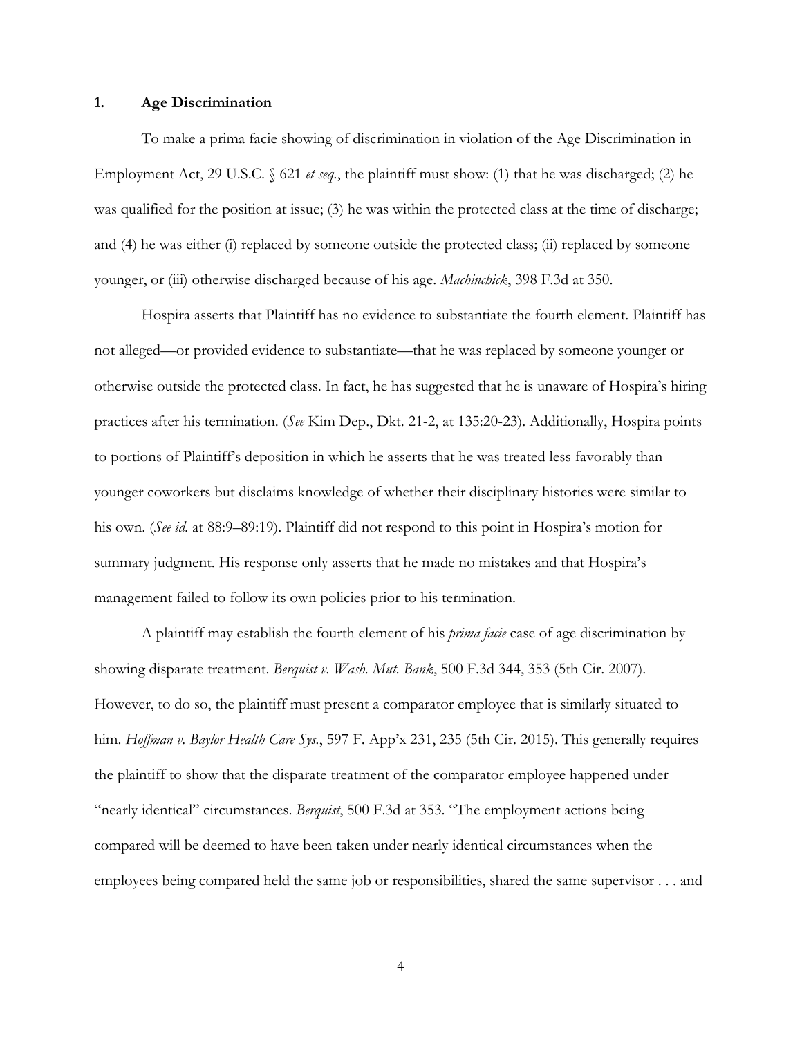### 1. Age Discrimination

To make a prima facie showing of discrimination in violation of the Age Discrimination in Employment Act, 29 U.S.C. § 621 *et seq.*, the plaintiff must show: (1) that he was discharged; (2) he was qualified for the position at issue; (3) he was within the protected class at the time of discharge; and (4) he was either (i) replaced by someone outside the protected class; (ii) replaced by someone younger, or (iii) otherwise discharged because of his age. *Machinchick*, 398 F.3d at 350.

Hospira asserts that Plaintiff has no evidence to substantiate the fourth element. Plaintiff has not alleged—or provided evidence to substantiate—that he was replaced by someone younger or otherwise outside the protected class. In fact, he has suggested that he is unaware of Hospira's hiring practices after his termination. (*See* Kim Dep., Dkt. 21-2, at 135:20-23). Additionally, Hospira points to portions of Plaintiff's deposition in which he asserts that he was treated less favorably than younger coworkers but disclaims knowledge of whether their disciplinary histories were similar to his own. (*See id.* at 88:9–89:19). Plaintiff did not respond to this point in Hospira's motion for summary judgment. His response only asserts that he made no mistakes and that Hospira's management failed to follow its own policies prior to his termination.

A plaintiff may establish the fourth element of his *prima facie* case of age discrimination by showing disparate treatment. *Berquist v. Wash. Mut. Bank*, 500 F.3d 344, 353 (5th Cir. 2007). However, to do so, the plaintiff must present a comparator employee that is similarly situated to him. *Hoffman v. Baylor Health Care Sys.*, 597 F. App'x 231, 235 (5th Cir. 2015). This generally requires the plaintiff to show that the disparate treatment of the comparator employee happened under "nearly identical" circumstances. *Berquist*, 500 F.3d at 353. "The employment actions being compared will be deemed to have been taken under nearly identical circumstances when the employees being compared held the same job or responsibilities, shared the same supervisor . . . and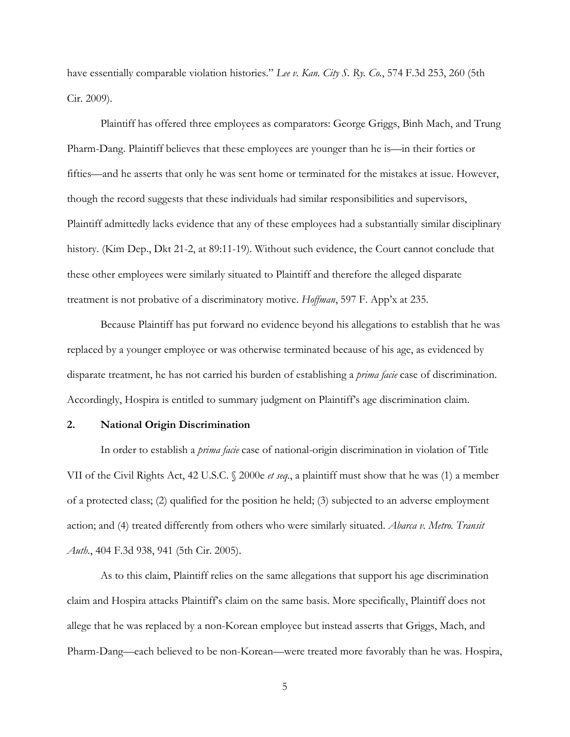have essentially comparable violation histories." *Lee v. Kan. City S. Ry. Co.*, 574 F.3d 253, 260 (5th Cir. 2009).

Plaintiff has offered three employees as comparators: George Griggs, Binh Mach, and Trung Pharm-Dang. Plaintiff believes that these employees are younger than he is—in their forties or fifties—and he asserts that only he was sent home or terminated for the mistakes at issue. However, though the record suggests that these individuals had similar responsibilities and supervisors, Plaintiff admittedly lacks evidence that any of these employees had a substantially similar disciplinary history. (Kim Dep., Dkt 21-2, at 89:11-19). Without such evidence, the Court cannot conclude that these other employees were similarly situated to Plaintiff and therefore the alleged disparate treatment is not probative of a discriminatory motive. *Hoffman*, 597 F. App'x at 235.

Because Plaintiff has put forward no evidence beyond his allegations to establish that he was replaced by a younger employee or was otherwise terminated because of his age, as evidenced by disparate treatment, he has not carried his burden of establishing a *prima facie* case of discrimination. Accordingly, Hospira is entitled to summary judgment on Plaintiff's age discrimination claim.

**2. National Origin Discrimination**

In order to establish a *prima facie* case of national-origin discrimination in violation of Title VII of the Civil Rights Act, 42 U.S.C. § 2000e *et seq*., a plaintiff must show that he was (1) a member of a protected class; (2) qualified for the position he held; (3) subjected to an adverse employment action; and (4) treated differently from others who were similarly situated. *Abarca v. Metro. Transit Auth.*, 404 F.3d 938, 941 (5th Cir. 2005).

As to this claim, Plaintiff relies on the same allegations that support his age discrimination claim and Hospira attacks Plaintiff's claim on the same basis. More specifically, Plaintiff does not allege that he was replaced by a non-Korean employee but instead asserts that Griggs, Mach, and Pharm-Dang—each believed to be non-Korean—were treated more favorably than he was. Hospira,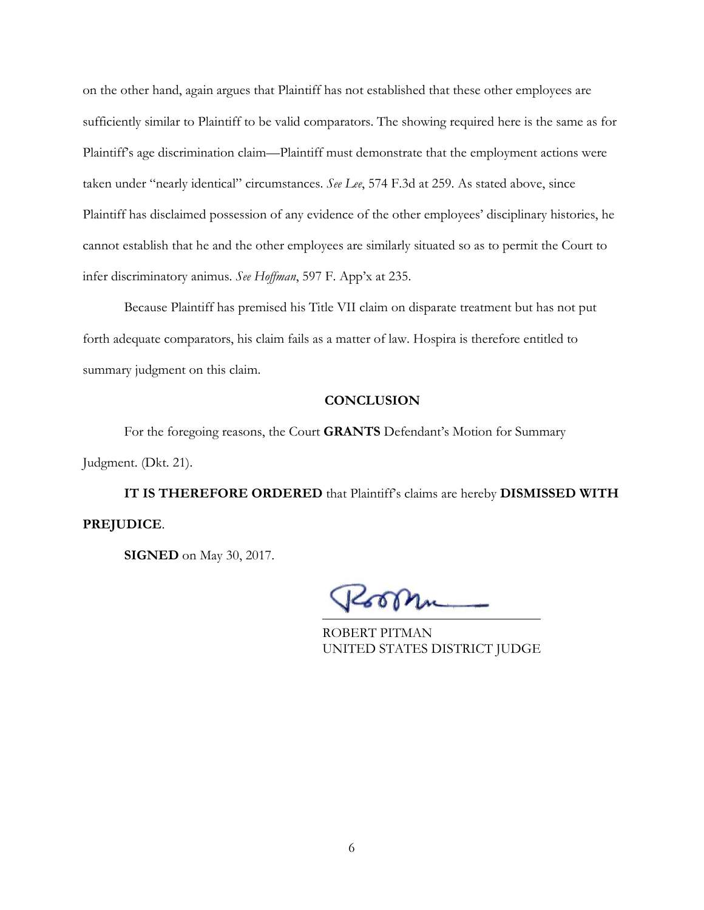on the other hand, again argues that Plaintiff has not established that these other employees are sufficiently similar to Plaintiff to be valid comparators. The showing required here is the same as for Plaintiff's age discrimination claim—Plaintiff must demonstrate that the employment actions were taken under "nearly identical" circumstances. *See Lee*, 574 F.3d at 259. As stated above, since Plaintiff has disclaimed possession of any evidence of the other employees' disciplinary histories, he cannot establish that he and the other employees are similarly situated so as to permit the Court to infer discriminatory animus. *See Hoffman*, 597 F. App'x at 235.

Because Plaintiff has premised his Title VII claim on disparate treatment but has not put forth adequate comparators, his claim fails as a matter of law. Hospira is therefore entitled to summary judgment on this claim.

**CONCLUSION**

For the foregoing reasons, the Court **GRANTS** Defendant's Motion for Summary Judgment. (Dkt. 21).

**IT IS THEREFORE ORDERED** that Plaintiff's claims are hereby **DISMISSED WITH PREJUDICE**.

**SIGNED** on May 30, 2017.

ROBERT PITMAN
UNITED STATES DISTRICT JUDGE